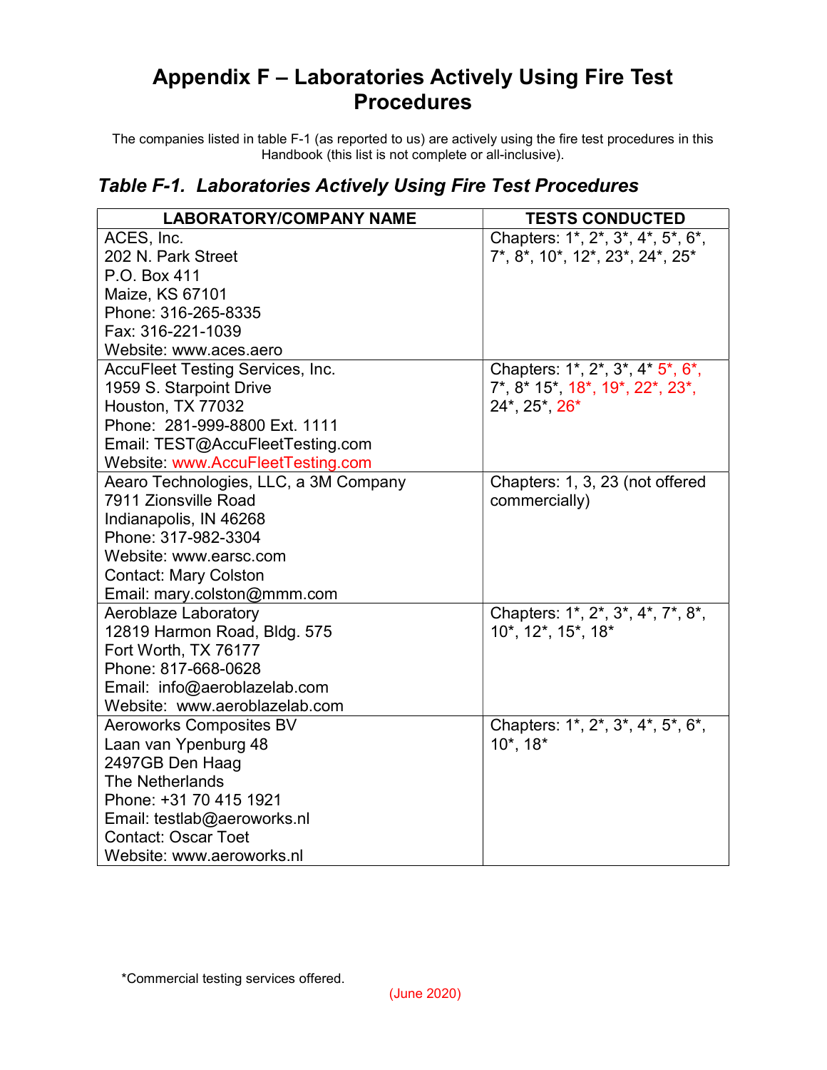# Appendix F – Laboratories Actively Using Fire Test Procedures

The companies listed in table F-1 (as reported to us) are actively using the fire test procedures in this Handbook (this list is not complete or all-inclusive).

## *Table F-1. Laboratories Actively Using Fire Test Procedures*

| LABORATORY/COMPANY NAME | TESTS CONDUCTED |
|---|---|
| ACES, Inc.<br>202 N. Park Street<br>P.O. Box 411<br>Maize, KS 67101<br>Phone: 316-265-8335<br>Fax: 316-221-1039<br>Website: www.aces.aero | Chapters: 1*, 2*, 3*, 4*, 5*, 6*, 7*, 8*, 10*, 12*, 23*, 24*, 25* |
| AccuFleet Testing Services, Inc.<br>1959 S. Starpoint Drive<br>Houston, TX 77032<br>Phone: 281-999-8800 Ext. 1111<br>Email: TEST@AccuFleetTesting.com<br>Website: www.AccuFleetTesting.com | Chapters: 1*, 2*, 3*, 4* 5*, 6*, 7*, 8* 15*, 18*, 19*, 22*, 23*, 24*, 25*, 26* |
| Aearo Technologies, LLC, a 3M Company<br>7911 Zionsville Road<br>Indianapolis, IN 46268<br>Phone: 317-982-3304<br>Website: www.earsc.com<br>Contact: Mary Colston<br>Email: mary.colston@mmm.com | Chapters: 1, 3, 23 (not offered commercially) |
| Aeroblaze Laboratory<br>12819 Harmon Road, Bldg. 575<br>Fort Worth, TX 76177<br>Phone: 817-668-0628<br>Email: info@aeroblazelab.com<br>Website: www.aeroblazelab.com | Chapters: 1*, 2*, 3*, 4*, 7*, 8*, 10*, 12*, 15*, 18* |
| Aeroworks Composites BV<br>Laan van Ypenburg 48<br>2497GB Den Haag<br>The Netherlands<br>Phone: +31 70 415 1921<br>Email: testlab@aeroworks.nl<br>Contact: Oscar Toet<br>Website: www.aeroworks.nl | Chapters: 1*, 2*, 3*, 4*, 5*, 6*, 10*, 18* |

*Commercial testing services offered.

(June 2020)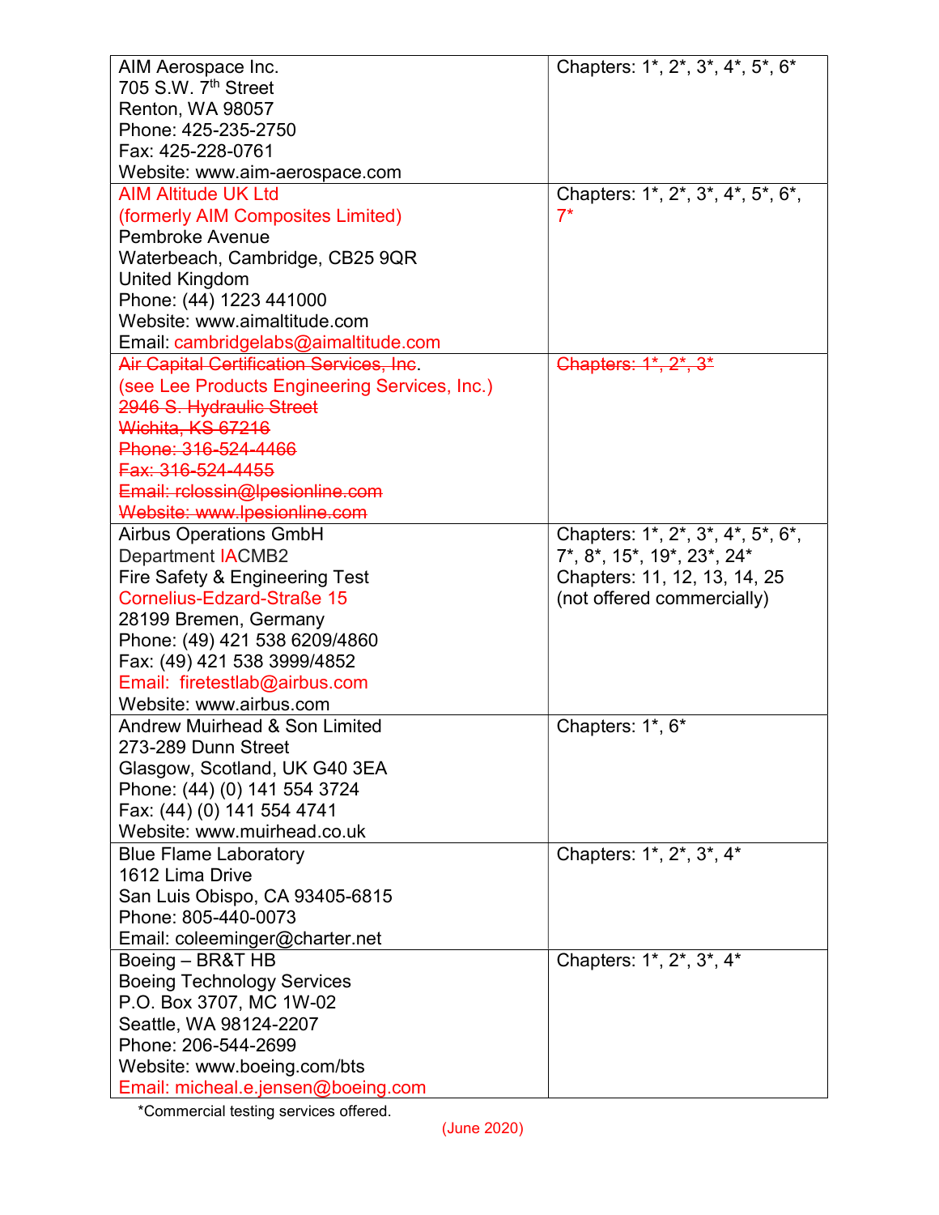| | |
|---|---|
| AIM Aerospace Inc.<br>705 S.W. 7th Street<br>Renton, WA 98057<br>Phone: 425-235-2750<br>Fax: 425-228-0761<br>Website: www.aim-aerospace.com | Chapters: 1*, 2*, 3*, 4*, 5*, 6* |
| AIM Altitude UK Ltd<br>(formerly AIM Composites Limited)<br>Pembroke Avenue<br>Waterbeach, Cambridge, CB25 9QR<br>United Kingdom<br>Phone: (44) 1223 441000<br>Website: www.aimaltitude.com<br>Email: cambridgelabs@aimaltitude.com | Chapters: 1*, 2*, 3*, 4*, 5*, 6*, 7* |
| ~~Air Capital Certification Services, Inc~~.<br>(see Lee Products Engineering Services, Inc.)<br>~~2946 S. Hydraulic Street~~<br>~~Wichita, KS 67216~~<br>~~Phone: 316-524-4466~~<br>~~Fax: 316-524-4455~~<br>~~Email: rclossin@lpesionline.com~~<br>~~Website: www.lpesionline.com~~ | ~~Chapters: 1*, 2*, 3*~~ |
| Airbus Operations GmbH<br>Department IACMB2<br>Fire Safety & Engineering Test<br>Cornelius-Edzard-Straße 15<br>28199 Bremen, Germany<br>Phone: (49) 421 538 6209/4860<br>Fax: (49) 421 538 3999/4852<br>Email: firetestlab@airbus.com<br>Website: www.airbus.com | Chapters: 1*, 2*, 3*, 4*, 5*, 6*, 7*, 8*, 15*, 19*, 23*, 24*<br>Chapters: 11, 12, 13, 14, 25 (not offered commercially) |
| Andrew Muirhead & Son Limited<br>273-289 Dunn Street<br>Glasgow, Scotland, UK G40 3EA<br>Phone: (44) (0) 141 554 3724<br>Fax: (44) (0) 141 554 4741<br>Website: www.muirhead.co.uk | Chapters: 1*, 6* |
| Blue Flame Laboratory<br>1612 Lima Drive<br>San Luis Obispo, CA 93405-6815<br>Phone: 805-440-0073<br>Email: coleeminger@charter.net | Chapters: 1*, 2*, 3*, 4* |
| Boeing – BR&T HB<br>Boeing Technology Services<br>P.O. Box 3707, MC 1W-02<br>Seattle, WA 98124-2207<br>Phone: 206-544-2699<br>Website: www.boeing.com/bts<br>Email: micheal.e.jensen@boeing.com | Chapters: 1*, 2*, 3*, 4* |

*Commercial testing services offered.

(June 2020)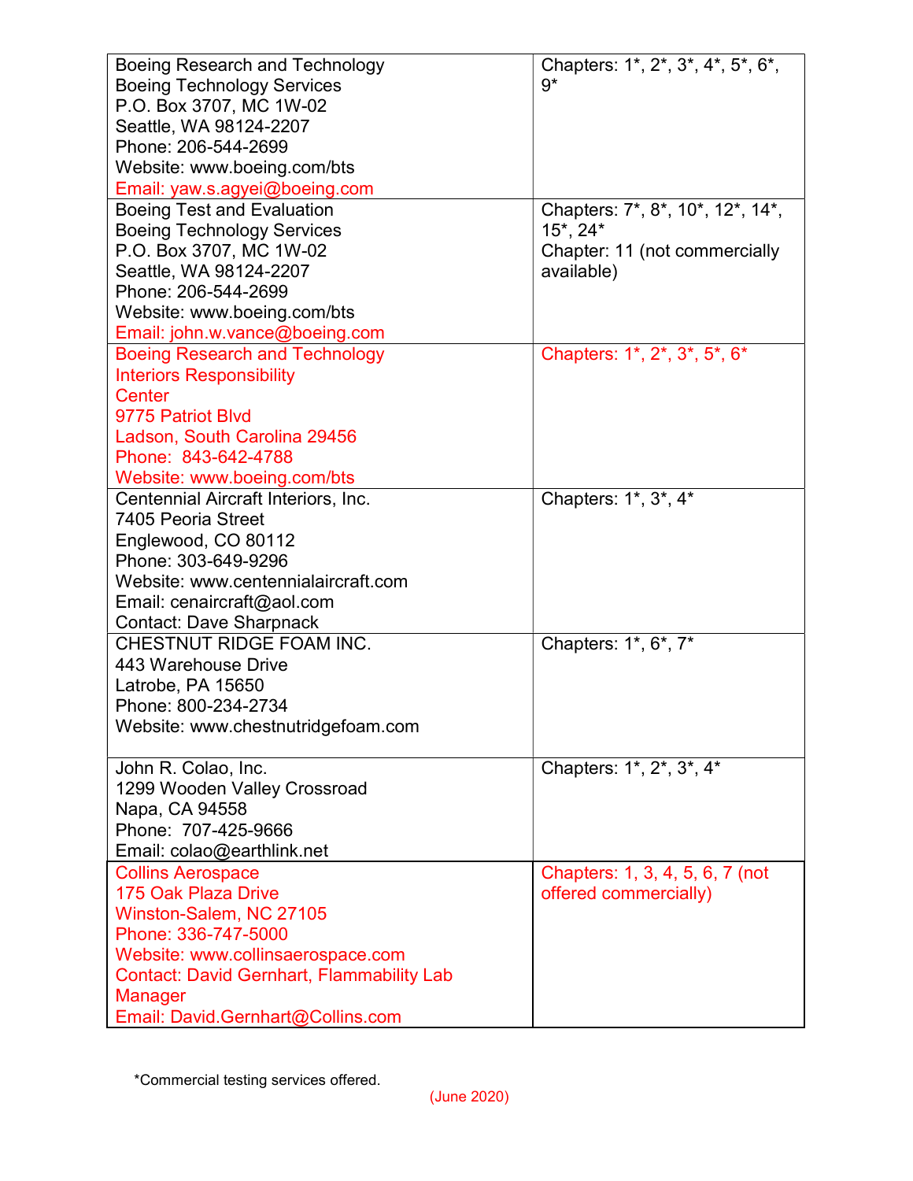| | |
|---|---|
| Boeing Research and Technology<br>Boeing Technology Services<br>P.O. Box 3707, MC 1W-02<br>Seattle, WA 98124-2207<br>Phone: 206-544-2699<br>Website: www.boeing.com/bts<br>Email: yaw.s.agyei@boeing.com | Chapters: 1*, 2*, 3*, 4*, 5*, 6*, 9* |
| Boeing Test and Evaluation<br>Boeing Technology Services<br>P.O. Box 3707, MC 1W-02<br>Seattle, WA 98124-2207<br>Phone: 206-544-2699<br>Website: www.boeing.com/bts<br>Email: john.w.vance@boeing.com | Chapters: 7*, 8*, 10*, 12*, 14*, 15*, 24*<br>Chapter: 11 (not commercially available) |
| Boeing Research and Technology<br>Interiors Responsibility Center<br>9775 Patriot Blvd<br>Ladson, South Carolina 29456<br>Phone: 843-642-4788<br>Website: www.boeing.com/bts | Chapters: 1*, 2*, 3*, 5*, 6* |
| Centennial Aircraft Interiors, Inc.<br>7405 Peoria Street<br>Englewood, CO 80112<br>Phone: 303-649-9296<br>Website: www.centennialaircraft.com<br>Email: cenaircraft@aol.com<br>Contact: Dave Sharpnack | Chapters: 1*, 3*, 4* |
| CHESTNUT RIDGE FOAM INC.<br>443 Warehouse Drive<br>Latrobe, PA 15650<br>Phone: 800-234-2734<br>Website: www.chestnutridgefoam.com | Chapters: 1*, 6*, 7* |
| John R. Colao, Inc.<br>1299 Wooden Valley Crossroad<br>Napa, CA 94558<br>Phone: 707-425-9666<br>Email: colao@earthlink.net | Chapters: 1*, 2*, 3*, 4* |
| Collins Aerospace<br>175 Oak Plaza Drive<br>Winston-Salem, NC 27105<br>Phone: 336-747-5000<br>Website: www.collinsaerospace.com<br>Contact: David Gernhart, Flammability Lab Manager<br>Email: David.Gernhart@Collins.com | Chapters: 1, 3, 4, 5, 6, 7 (not offered commercially) |

*Commercial testing services offered.

(June 2020)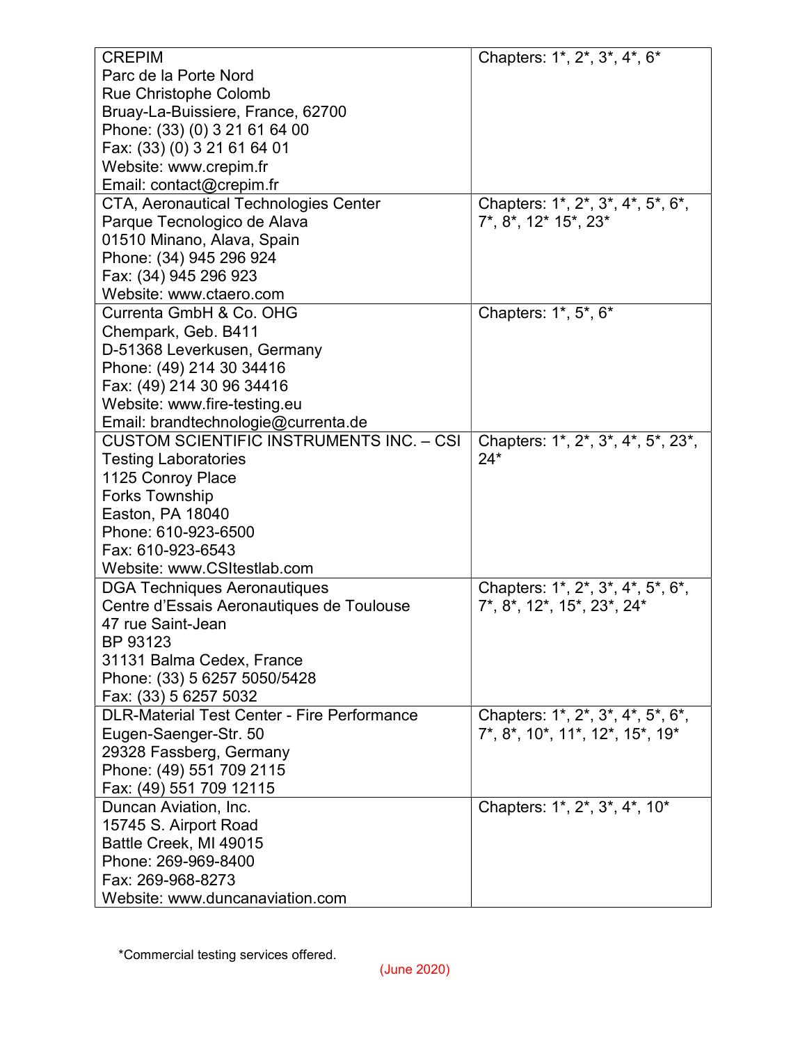| | |
|---|---|
| CREPIM<br>Parc de la Porte Nord<br>Rue Christophe Colomb<br>Bruay-La-Buissiere, France, 62700<br>Phone: (33) (0) 3 21 61 64 00<br>Fax: (33) (0) 3 21 61 64 01<br>Website: www.crepim.fr<br>Email: contact@crepim.fr | Chapters: 1*, 2*, 3*, 4*, 6* |
| CTA, Aeronautical Technologies Center<br>Parque Tecnologico de Alava<br>01510 Minano, Alava, Spain<br>Phone: (34) 945 296 924<br>Fax: (34) 945 296 923<br>Website: www.ctaero.com | Chapters: 1*, 2*, 3*, 4*, 5*, 6*, 7*, 8*, 12* 15*, 23* |
| Currenta GmbH & Co. OHG<br>Chempark, Geb. B411<br>D-51368 Leverkusen, Germany<br>Phone: (49) 214 30 34416<br>Fax: (49) 214 30 96 34416<br>Website: www.fire-testing.eu<br>Email: brandtechnologie@currenta.de | Chapters: 1*, 5*, 6* |
| CUSTOM SCIENTIFIC INSTRUMENTS INC. – CSI Testing Laboratories<br>1125 Conroy Place<br>Forks Township<br>Easton, PA 18040<br>Phone: 610-923-6500<br>Fax: 610-923-6543<br>Website: www.CSItestlab.com | Chapters: 1*, 2*, 3*, 4*, 5*, 23*, 24* |
| DGA Techniques Aeronautiques<br>Centre d'Essais Aeronautiques de Toulouse<br>47 rue Saint-Jean<br>BP 93123<br>31131 Balma Cedex, France<br>Phone: (33) 5 6257 5050/5428<br>Fax: (33) 5 6257 5032 | Chapters: 1*, 2*, 3*, 4*, 5*, 6*, 7*, 8*, 12*, 15*, 23*, 24* |
| DLR-Material Test Center - Fire Performance<br>Eugen-Saenger-Str. 50<br>29328 Fassberg, Germany<br>Phone: (49) 551 709 2115<br>Fax: (49) 551 709 12115 | Chapters: 1*, 2*, 3*, 4*, 5*, 6*, 7*, 8*, 10*, 11*, 12*, 15*, 19* |
| Duncan Aviation, Inc.<br>15745 S. Airport Road<br>Battle Creek, MI 49015<br>Phone: 269-969-8400<br>Fax: 269-968-8273<br>Website: www.duncanaviation.com | Chapters: 1*, 2*, 3*, 4*, 10* |

*Commercial testing services offered.

(June 2020)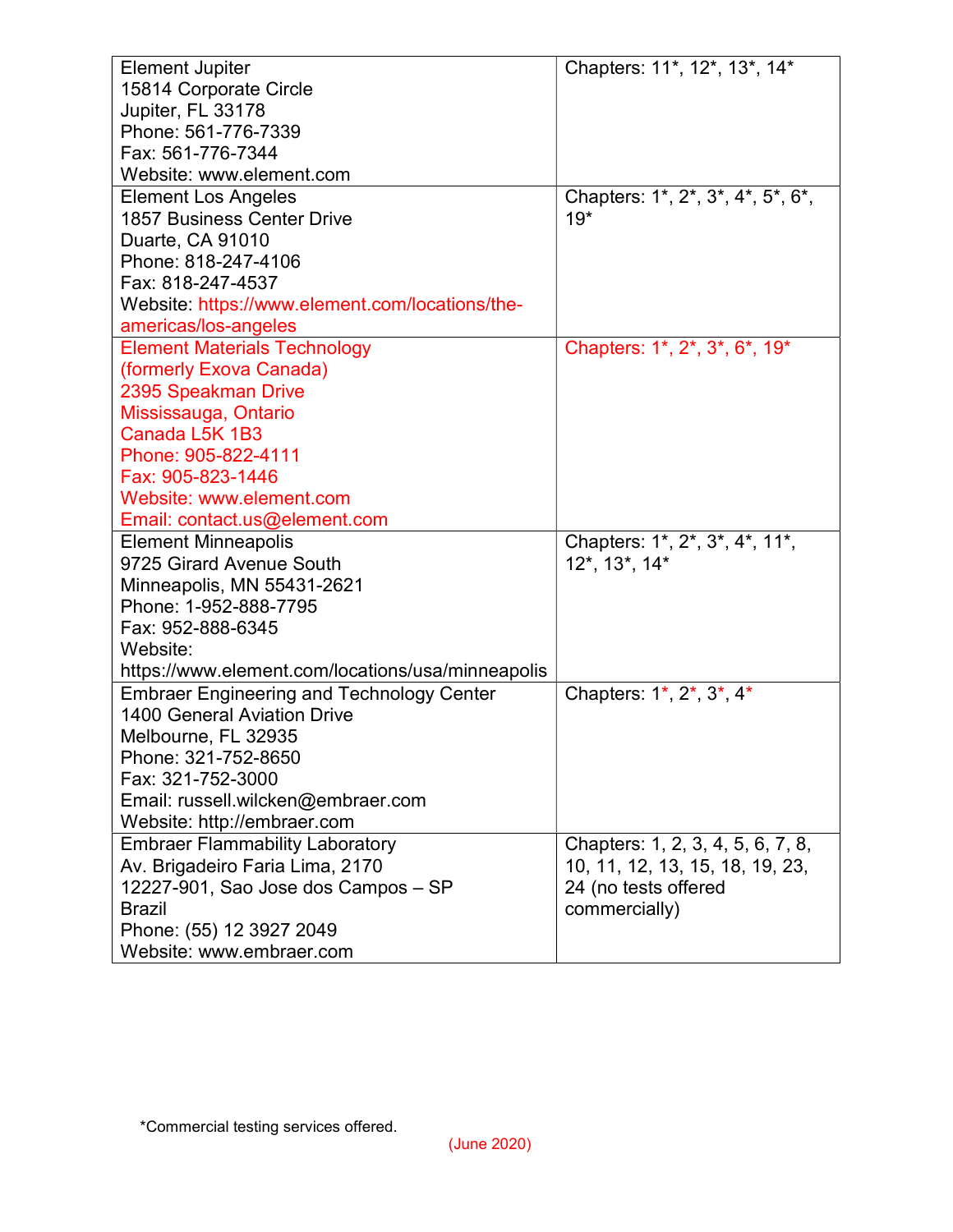| | |
|---|---|
| Element Jupiter<br>15814 Corporate Circle<br>Jupiter, FL 33178<br>Phone: 561-776-7339<br>Fax: 561-776-7344<br>Website: www.element.com | Chapters: 11*, 12*, 13*, 14* |
| Element Los Angeles<br>1857 Business Center Drive<br>Duarte, CA 91010<br>Phone: 818-247-4106<br>Fax: 818-247-4537<br>Website: https://www.element.com/locations/the-americas/los-angeles | Chapters: 1*, 2*, 3*, 4*, 5*, 6*, 19* |
| Element Materials Technology<br>(formerly Exova Canada)<br>2395 Speakman Drive<br>Mississauga, Ontario<br>Canada L5K 1B3<br>Phone: 905-822-4111<br>Fax: 905-823-1446<br>Website: www.element.com<br>Email: contact.us@element.com | Chapters: 1*, 2*, 3*, 6*, 19* |
| Element Minneapolis<br>9725 Girard Avenue South<br>Minneapolis, MN 55431-2621<br>Phone: 1-952-888-7795<br>Fax: 952-888-6345<br>Website:<br>https://www.element.com/locations/usa/minneapolis | Chapters: 1*, 2*, 3*, 4*, 11*, 12*, 13*, 14* |
| Embraer Engineering and Technology Center<br>1400 General Aviation Drive<br>Melbourne, FL 32935<br>Phone: 321-752-8650<br>Fax: 321-752-3000<br>Email: russell.wilcken@embraer.com<br>Website: http://embraer.com | Chapters: 1*, 2*, 3*, 4* |
| Embraer Flammability Laboratory<br>Av. Brigadeiro Faria Lima, 2170<br>12227-901, Sao Jose dos Campos – SP<br>Brazil<br>Phone: (55) 12 3927 2049<br>Website: www.embraer.com | Chapters: 1, 2, 3, 4, 5, 6, 7, 8, 10, 11, 12, 13, 15, 18, 19, 23, 24 (no tests offered commercially) |

*Commercial testing services offered.

(June 2020)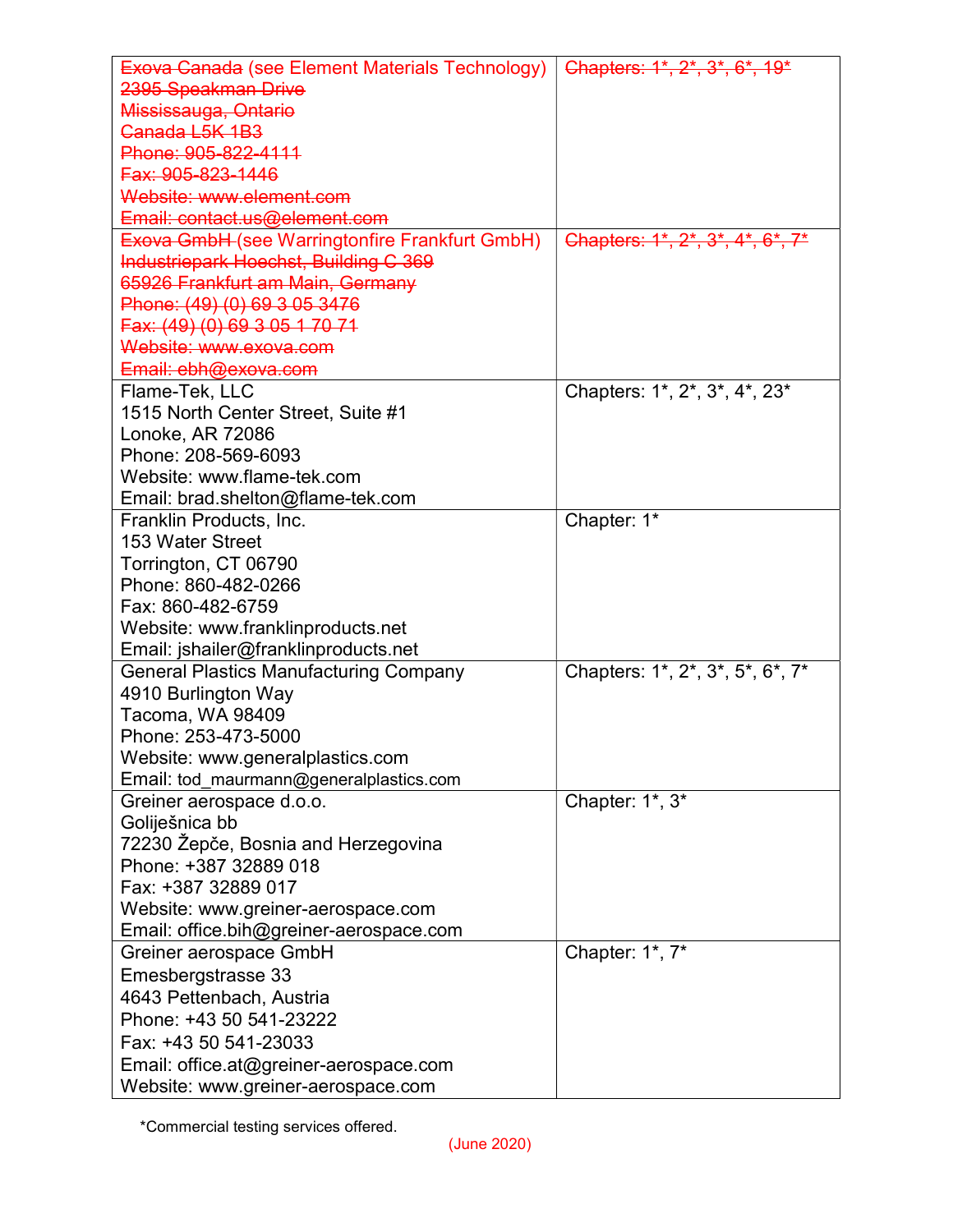| | |
|---|---|
| ~~Exova Canada~~ (see Element Materials Technology)<br>~~2395 Speakman Drive~~<br>~~Mississauga, Ontario~~<br>~~Canada L5K 1B3~~<br>~~Phone: 905-822-4111~~<br>~~Fax: 905-823-1446~~<br>~~Website: www.element.com~~<br>~~Email: contact.us@element.com~~ | ~~Chapters: 1*, 2*, 3*, 6*, 19*~~ |
| ~~Exova GmbH~~ (see Warringtonfire Frankfurt GmbH)<br>~~Industriepark Hoechst, Building C 369~~<br>~~65926 Frankfurt am Main, Germany~~<br>~~Phone: (49) (0) 69 3 05 3476~~<br>~~Fax: (49) (0) 69 3 05 1 70 71~~<br>~~Website: www.exova.com~~<br>~~Email: ebh@exova.com~~ | ~~Chapters: 1*, 2*, 3*, 4*, 6*, 7*~~ |
| Flame-Tek, LLC<br>1515 North Center Street, Suite #1<br>Lonoke, AR 72086<br>Phone: 208-569-6093<br>Website: www.flame-tek.com<br>Email: brad.shelton@flame-tek.com | Chapters: 1*, 2*, 3*, 4*, 23* |
| Franklin Products, Inc.<br>153 Water Street<br>Torrington, CT 06790<br>Phone: 860-482-0266<br>Fax: 860-482-6759<br>Website: www.franklinproducts.net<br>Email: jshailer@franklinproducts.net | Chapter: 1* |
| General Plastics Manufacturing Company<br>4910 Burlington Way<br>Tacoma, WA 98409<br>Phone: 253-473-5000<br>Website: www.generalplastics.com<br>Email: tod_maurmann@generalplastics.com | Chapters: 1*, 2*, 3*, 5*, 6*, 7* |
| Greiner aerospace d.o.o.<br>Goliješnica bb<br>72230 Žepče, Bosnia and Herzegovina<br>Phone: +387 32889 018<br>Fax: +387 32889 017<br>Website: www.greiner-aerospace.com<br>Email: office.bih@greiner-aerospace.com | Chapter: 1*, 3* |
| Greiner aerospace GmbH<br>Emesbergstrasse 33<br>4643 Pettenbach, Austria<br>Phone: +43 50 541-23222<br>Fax: +43 50 541-23033<br>Email: office.at@greiner-aerospace.com<br>Website: www.greiner-aerospace.com | Chapter: 1*, 7* |

*Commercial testing services offered.

(June 2020)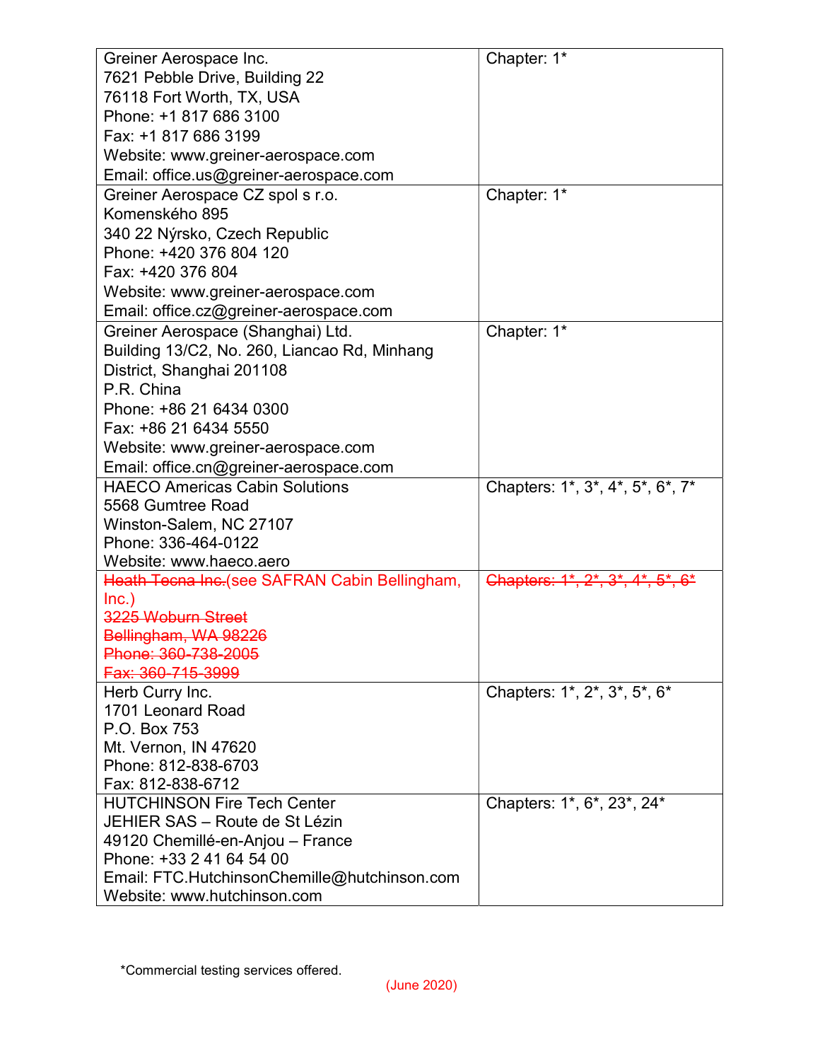| | |
|---|---|
| Greiner Aerospace Inc.<br>7621 Pebble Drive, Building 22<br>76118 Fort Worth, TX, USA<br>Phone: +1 817 686 3100<br>Fax: +1 817 686 3199<br>Website: www.greiner-aerospace.com<br>Email: office.us@greiner-aerospace.com | Chapter: 1* |
| Greiner Aerospace CZ spol s r.o.<br>Komenského 895<br>340 22 Nýrsko, Czech Republic<br>Phone: +420 376 804 120<br>Fax: +420 376 804<br>Website: www.greiner-aerospace.com<br>Email: office.cz@greiner-aerospace.com | Chapter: 1* |
| Greiner Aerospace (Shanghai) Ltd.<br>Building 13/C2, No. 260, Liancao Rd, Minhang District, Shanghai 201108<br>P.R. China<br>Phone: +86 21 6434 0300<br>Fax: +86 21 6434 5550<br>Website: www.greiner-aerospace.com<br>Email: office.cn@greiner-aerospace.com | Chapter: 1* |
| HAECO Americas Cabin Solutions<br>5568 Gumtree Road<br>Winston-Salem, NC 27107<br>Phone: 336-464-0122<br>Website: www.haeco.aero | Chapters: 1*, 3*, 4*, 5*, 6*, 7* |
| ~~Heath Tecna Inc.~~(see SAFRAN Cabin Bellingham, Inc.)<br>~~3225 Woburn Street~~<br>~~Bellingham, WA 98226~~<br>~~Phone: 360-738-2005~~<br>~~Fax: 360-715-3999~~ | ~~Chapters: 1*, 2*, 3*, 4*, 5*, 6*~~ |
| Herb Curry Inc.<br>1701 Leonard Road<br>P.O. Box 753<br>Mt. Vernon, IN 47620<br>Phone: 812-838-6703<br>Fax: 812-838-6712 | Chapters: 1*, 2*, 3*, 5*, 6* |
| HUTCHINSON Fire Tech Center<br>JEHIER SAS – Route de St Lézin<br>49120 Chemillé-en-Anjou – France<br>Phone: +33 2 41 64 54 00<br>Email: FTC.HutchinsonChemille@hutchinson.com<br>Website: www.hutchinson.com | Chapters: 1*, 6*, 23*, 24* |

*Commercial testing services offered.

(June 2020)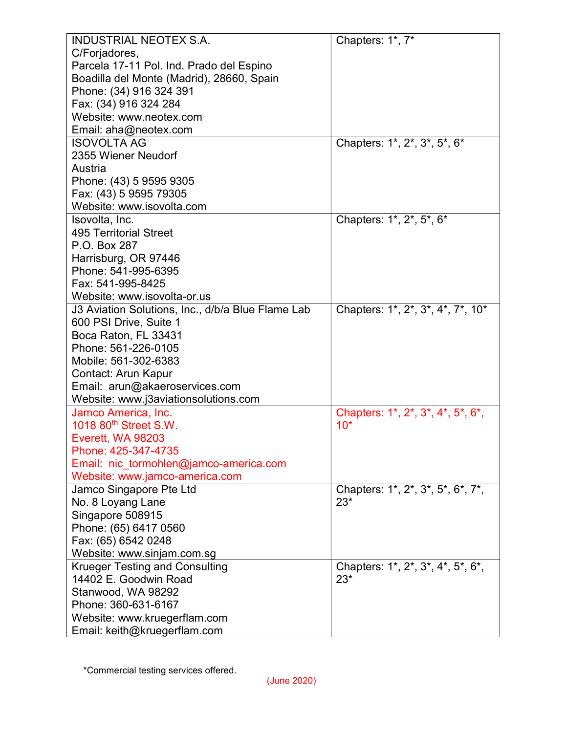| | |
|---|---|
| INDUSTRIAL NEOTEX S.A.<br>C/Forjadores,<br>Parcela 17-11 Pol. Ind. Prado del Espino<br>Boadilla del Monte (Madrid), 28660, Spain<br>Phone: (34) 916 324 391<br>Fax: (34) 916 324 284<br>Website: www.neotex.com<br>Email: aha@neotex.com | Chapters: 1*, 7* |
| ISOVOLTA AG<br>2355 Wiener Neudorf<br>Austria<br>Phone: (43) 5 9595 9305<br>Fax: (43) 5 9595 79305<br>Website: www.isovolta.com | Chapters: 1*, 2*, 3*, 5*, 6* |
| Isovolta, Inc.<br>495 Territorial Street<br>P.O. Box 287<br>Harrisburg, OR 97446<br>Phone: 541-995-6395<br>Fax: 541-995-8425<br>Website: www.isovolta-or.us | Chapters: 1*, 2*, 5*, 6* |
| J3 Aviation Solutions, Inc., d/b/a Blue Flame Lab<br>600 PSI Drive, Suite 1<br>Boca Raton, FL 33431<br>Phone: 561-226-0105<br>Mobile: 561-302-6383<br>Contact: Arun Kapur<br>Email: arun@akaeroservices.com<br>Website: www.j3aviationsolutions.com | Chapters: 1*, 2*, 3*, 4*, 7*, 10* |
| Jamco America, Inc.<br>1018 80th Street S.W.<br>Everett, WA 98203<br>Phone: 425-347-4735<br>Email: nic_tormohlen@jamco-america.com<br>Website: www.jamco-america.com | Chapters: 1*, 2*, 3*, 4*, 5*, 6*, 10* |
| Jamco Singapore Pte Ltd<br>No. 8 Loyang Lane<br>Singapore 508915<br>Phone: (65) 6417 0560<br>Fax: (65) 6542 0248<br>Website: www.sinjam.com.sg | Chapters: 1*, 2*, 3*, 5*, 6*, 7*, 23* |
| Krueger Testing and Consulting<br>14402 E. Goodwin Road<br>Stanwood, WA 98292<br>Phone: 360-631-6167<br>Website: www.kruegerflam.com<br>Email: keith@kruegerflam.com | Chapters: 1*, 2*, 3*, 4*, 5*, 6*, 23* |

*Commercial testing services offered.

(June 2020)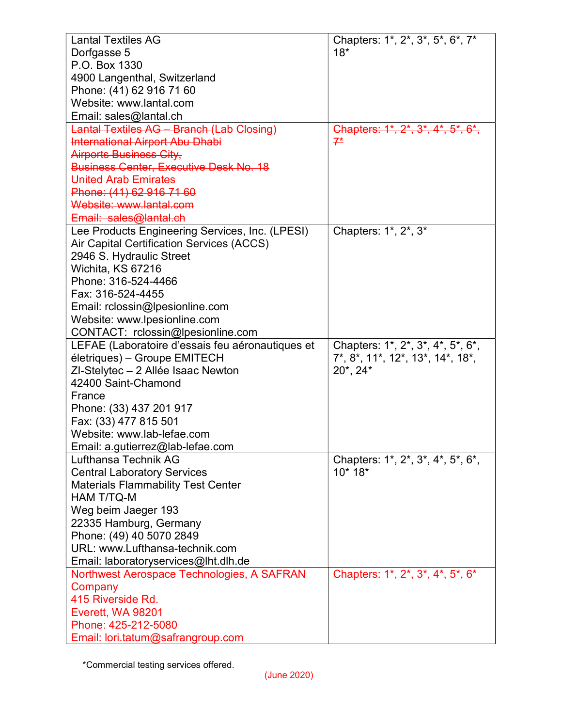| | |
|---|---|
| Lantal Textiles AG<br>Dorfgasse 5<br>P.O. Box 1330<br>4900 Langenthal, Switzerland<br>Phone: (41) 62 916 71 60<br>Website: www.lantal.com<br>Email: sales@lantal.ch | Chapters: 1*, 2*, 3*, 5*, 6*, 7*<br>18* |
| ~~Lantal Textiles AG – Branch~~ (Lab Closing)<br>~~International Airport Abu Dhabi~~<br>~~Airports Business City,~~<br>~~Business Center, Executive Desk No. 18~~<br>~~United Arab Emirates~~<br>~~Phone: (41) 62 916 71 60~~<br>~~Website: www.lantal.com~~<br>~~Email: sales@lantal.ch~~ | ~~Chapters: 1*, 2*, 3*, 4*, 5*, 6*, 7*~~ |
| Lee Products Engineering Services, Inc. (LPESI)<br>Air Capital Certification Services (ACCS)<br>2946 S. Hydraulic Street<br>Wichita, KS 67216<br>Phone: 316-524-4466<br>Fax: 316-524-4455<br>Email: rclossin@lpesionline.com<br>Website: www.lpesionline.com<br>CONTACT: rclossin@lpesionline.com | Chapters: 1*, 2*, 3* |
| LEFAE (Laboratoire d'essais feu aéronautiques et életriques) – Groupe EMITECH<br>ZI-Stelytec – 2 Allée Isaac Newton<br>42400 Saint-Chamond<br>France<br>Phone: (33) 437 201 917<br>Fax: (33) 477 815 501<br>Website: www.lab-lefae.com<br>Email: a.gutierrez@lab-lefae.com | Chapters: 1*, 2*, 3*, 4*, 5*, 6*, 7*, 8*, 11*, 12*, 13*, 14*, 18*, 20*, 24* |
| Lufthansa Technik AG<br>Central Laboratory Services<br>Materials Flammability Test Center<br>HAM T/TQ-M<br>Weg beim Jaeger 193<br>22335 Hamburg, Germany<br>Phone: (49) 40 5070 2849<br>URL: www.Lufthansa-technik.com<br>Email: laboratoryservices@lht.dlh.de | Chapters: 1*, 2*, 3*, 4*, 5*, 6*, 10* 18* |
| Northwest Aerospace Technologies, A SAFRAN Company<br>415 Riverside Rd.<br>Everett, WA 98201<br>Phone: 425-212-5080<br>Email: lori.tatum@safrangroup.com | Chapters: 1*, 2*, 3*, 4*, 5*, 6* |

*Commercial testing services offered.

(June 2020)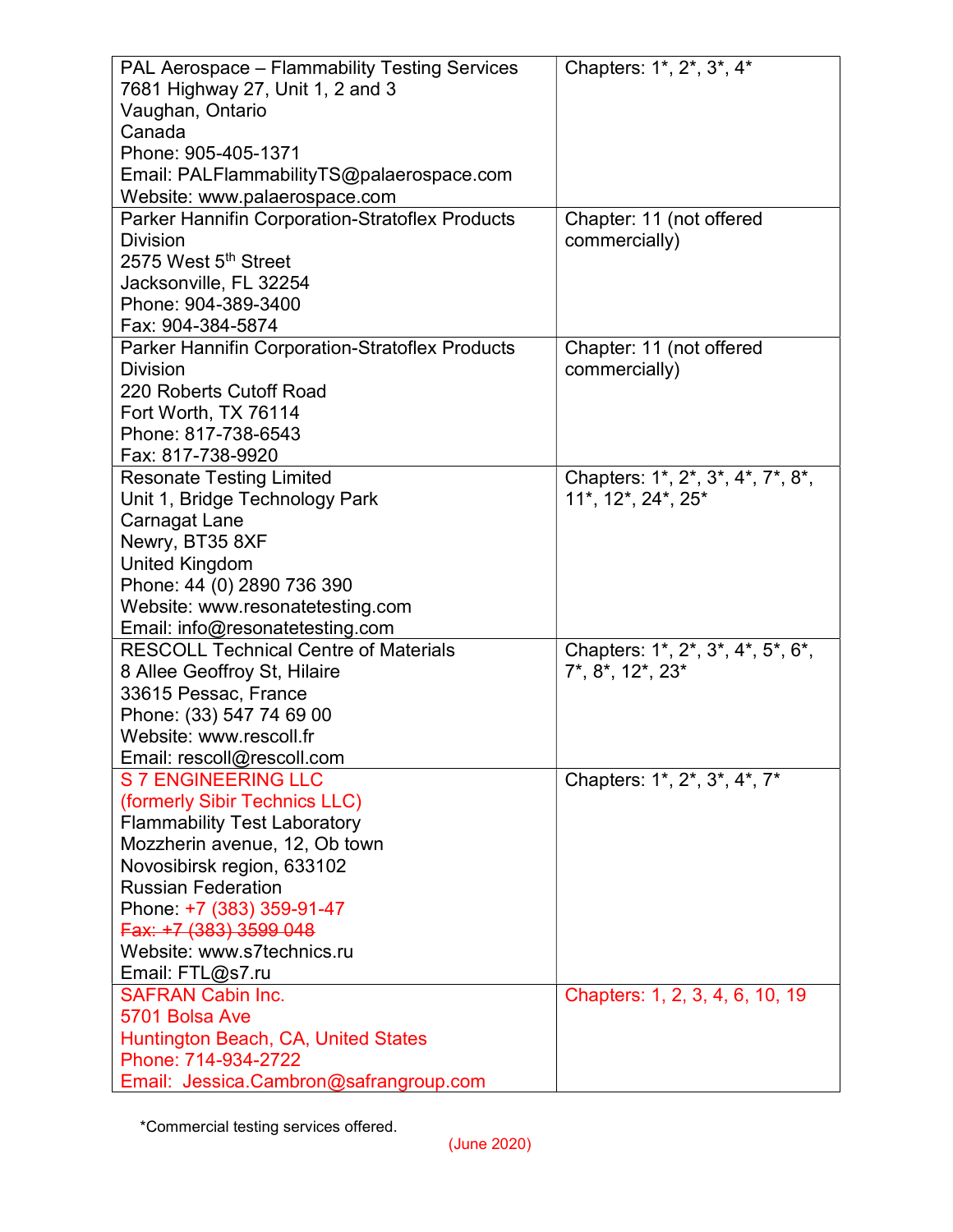| | |
|---|---|
| PAL Aerospace – Flammability Testing Services<br>7681 Highway 27, Unit 1, 2 and 3<br>Vaughan, Ontario<br>Canada<br>Phone: 905-405-1371<br>Email: PALFlammabilityTS@palaerospace.com<br>Website: www.palaerospace.com | Chapters: 1*, 2*, 3*, 4* |
| Parker Hannifin Corporation-Stratoflex Products Division<br>2575 West 5th Street<br>Jacksonville, FL 32254<br>Phone: 904-389-3400<br>Fax: 904-384-5874 | Chapter: 11 (not offered commercially) |
| Parker Hannifin Corporation-Stratoflex Products Division<br>220 Roberts Cutoff Road<br>Fort Worth, TX 76114<br>Phone: 817-738-6543<br>Fax: 817-738-9920 | Chapter: 11 (not offered commercially) |
| Resonate Testing Limited<br>Unit 1, Bridge Technology Park<br>Carnagat Lane<br>Newry, BT35 8XF<br>United Kingdom<br>Phone: 44 (0) 2890 736 390<br>Website: www.resonatetesting.com<br>Email: info@resonatetesting.com | Chapters: 1*, 2*, 3*, 4*, 7*, 8*, 11*, 12*, 24*, 25* |
| RESCOLL Technical Centre of Materials<br>8 Allee Geoffroy St, Hilaire<br>33615 Pessac, France<br>Phone: (33) 547 74 69 00<br>Website: www.rescoll.fr<br>Email: rescoll@rescoll.com | Chapters: 1*, 2*, 3*, 4*, 5*, 6*, 7*, 8*, 12*, 23* |
| S 7 ENGINEERING LLC<br>(formerly Sibir Technics LLC)<br>Flammability Test Laboratory<br>Mozzherin avenue, 12, Ob town<br>Novosibirsk region, 633102<br>Russian Federation<br>Phone: +7 (383) 359-91-47<br>~~Fax: +7 (383) 3599 048~~<br>Website: www.s7technics.ru<br>Email: FTL@s7.ru | Chapters: 1*, 2*, 3*, 4*, 7* |
| SAFRAN Cabin Inc.<br>5701 Bolsa Ave<br>Huntington Beach, CA, United States<br>Phone: 714-934-2722<br>Email: Jessica.Cambron@safrangroup.com | Chapters: 1, 2, 3, 4, 6, 10, 19 |

*Commercial testing services offered.

(June 2020)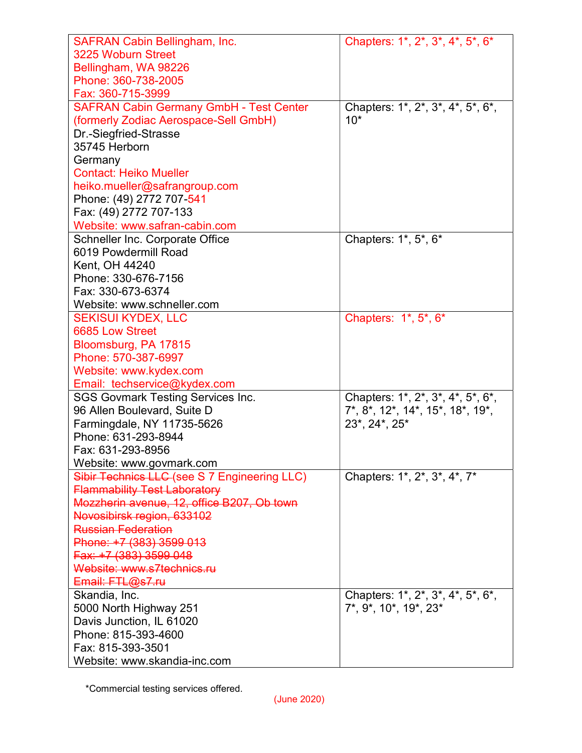| | |
|---|---|
| SAFRAN Cabin Bellingham, Inc.<br>3225 Woburn Street<br>Bellingham, WA 98226<br>Phone: 360-738-2005<br>Fax: 360-715-3999 | Chapters: 1*, 2*, 3*, 4*, 5*, 6* |
| SAFRAN Cabin Germany GmbH - Test Center<br>(formerly Zodiac Aerospace-Sell GmbH)<br>Dr.-Siegfried-Strasse<br>35745 Herborn<br>Germany<br>Contact: Heiko Mueller<br>heiko.mueller@safrangroup.com<br>Phone: (49) 2772 707-541<br>Fax: (49) 2772 707-133<br>Website: www.safran-cabin.com | Chapters: 1*, 2*, 3*, 4*, 5*, 6*, 10* |
| Schneller Inc. Corporate Office<br>6019 Powdermill Road<br>Kent, OH 44240<br>Phone: 330-676-7156<br>Fax: 330-673-6374<br>Website: www.schneller.com | Chapters: 1*, 5*, 6* |
| SEKISUI KYDEX, LLC<br>6685 Low Street<br>Bloomsburg, PA 17815<br>Phone: 570-387-6997<br>Website: www.kydex.com<br>Email: techservice@kydex.com | Chapters: 1*, 5*, 6* |
| SGS Govmark Testing Services Inc.<br>96 Allen Boulevard, Suite D<br>Farmingdale, NY 11735-5626<br>Phone: 631-293-8944<br>Fax: 631-293-8956<br>Website: www.govmark.com | Chapters: 1*, 2*, 3*, 4*, 5*, 6*, 7*, 8*, 12*, 14*, 15*, 18*, 19*, 23*, 24*, 25* |
| ~~Sibir Technics LLC~~ (see S 7 Engineering LLC)<br>~~Flammability Test Laboratory~~<br>~~Mozzherin avenue, 12, office B207, Ob town~~<br>~~Novosibirsk region, 633102~~<br>~~Russian Federation~~<br>~~Phone: +7 (383) 3599 013~~<br>~~Fax: +7 (383) 3599 048~~<br>~~Website: www.s7technics.ru~~<br>~~Email: FTL@s7.ru~~ | Chapters: 1*, 2*, 3*, 4*, 7* |
| Skandia, Inc.<br>5000 North Highway 251<br>Davis Junction, IL 61020<br>Phone: 815-393-4600<br>Fax: 815-393-3501<br>Website: www.skandia-inc.com | Chapters: 1*, 2*, 3*, 4*, 5*, 6*, 7*, 9*, 10*, 19*, 23* |

*Commercial testing services offered.

(June 2020)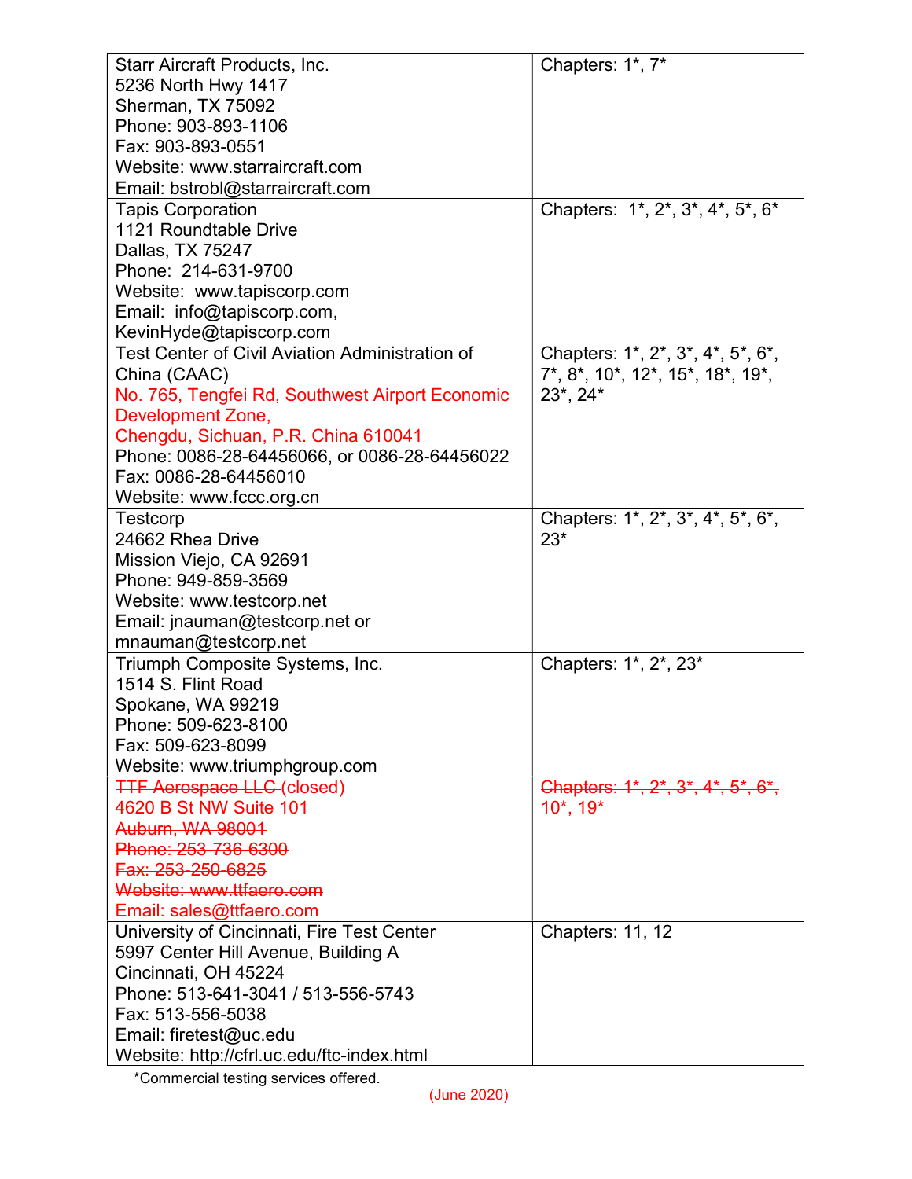| | |
|---|---|
| Starr Aircraft Products, Inc.<br>5236 North Hwy 1417<br>Sherman, TX 75092<br>Phone: 903-893-1106<br>Fax: 903-893-0551<br>Website: www.starraircraft.com<br>Email: bstrobl@starraircraft.com | Chapters: 1*, 7* |
| Tapis Corporation<br>1121 Roundtable Drive<br>Dallas, TX 75247<br>Phone: 214-631-9700<br>Website: www.tapiscorp.com<br>Email: info@tapiscorp.com, KevinHyde@tapiscorp.com | Chapters: 1*, 2*, 3*, 4*, 5*, 6* |
| Test Center of Civil Aviation Administration of China (CAAC)<br>No. 765, Tengfei Rd, Southwest Airport Economic Development Zone,<br>Chengdu, Sichuan, P.R. China 610041<br>Phone: 0086-28-64456066, or 0086-28-64456022<br>Fax: 0086-28-64456010<br>Website: www.fccc.org.cn | Chapters: 1*, 2*, 3*, 4*, 5*, 6*, 7*, 8*, 10*, 12*, 15*, 18*, 19*, 23*, 24* |
| Testcorp<br>24662 Rhea Drive<br>Mission Viejo, CA 92691<br>Phone: 949-859-3569<br>Website: www.testcorp.net<br>Email: jnauman@testcorp.net or mnauman@testcorp.net | Chapters: 1*, 2*, 3*, 4*, 5*, 6*, 23* |
| Triumph Composite Systems, Inc.<br>1514 S. Flint Road<br>Spokane, WA 99219<br>Phone: 509-623-8100<br>Fax: 509-623-8099<br>Website: www.triumphgroup.com | Chapters: 1*, 2*, 23* |
| ~~TTF Aerospace LLC~~ (closed)<br>~~4620 B St NW Suite 101~~<br>~~Auburn, WA 98001~~<br>~~Phone: 253-736-6300~~<br>~~Fax: 253-250-6825~~<br>~~Website: www.ttfaero.com~~<br>~~Email: sales@ttfaero.com~~ | ~~Chapters: 1*, 2*, 3*, 4*, 5*, 6*, 10*, 19*~~ |
| University of Cincinnati, Fire Test Center<br>5997 Center Hill Avenue, Building A<br>Cincinnati, OH 45224<br>Phone: 513-641-3041 / 513-556-5743<br>Fax: 513-556-5038<br>Email: firetest@uc.edu<br>Website: http://cfrl.uc.edu/ftc-index.html | Chapters: 11, 12 |

*Commercial testing services offered.

(June 2020)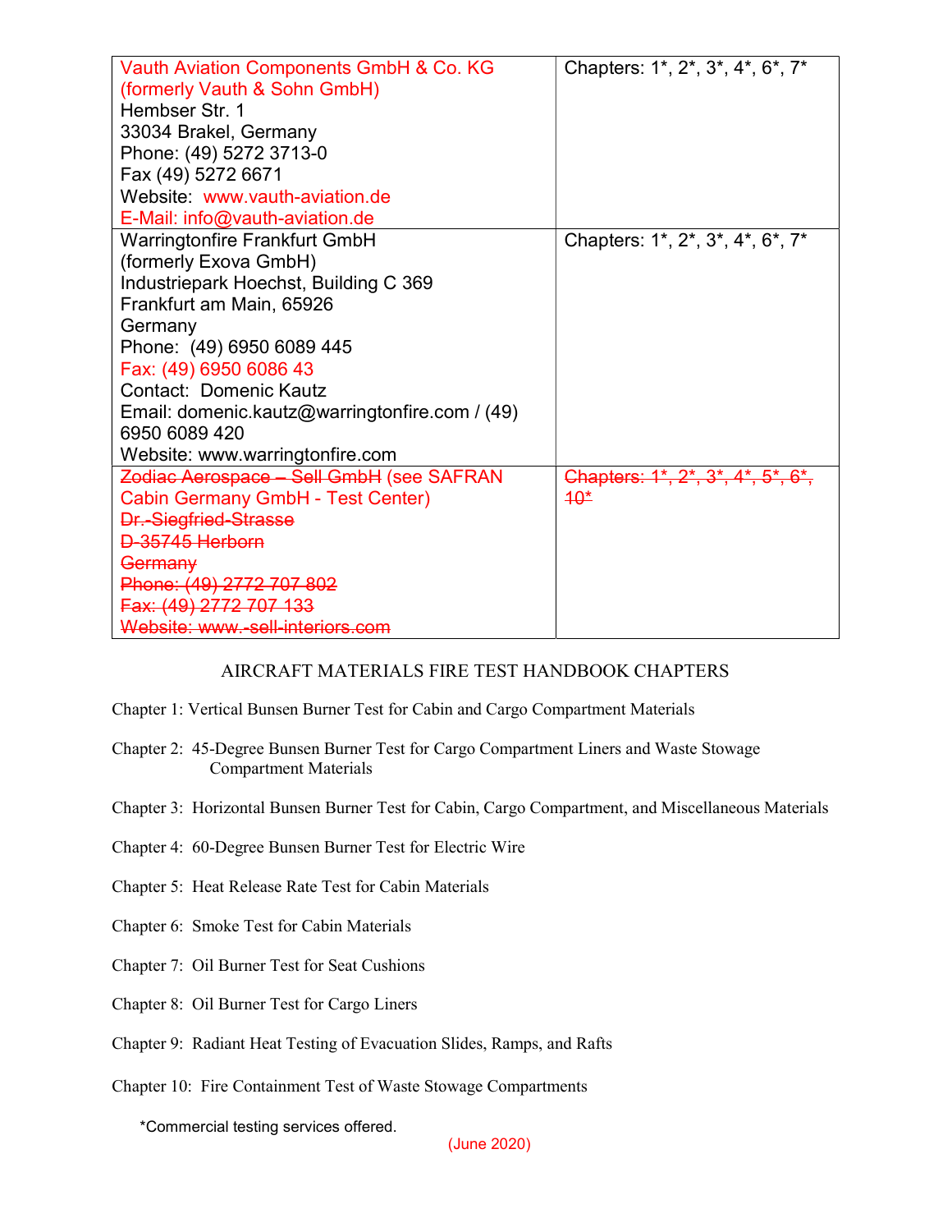| | |
|---|---|
| Vauth Aviation Components GmbH & Co. KG<br>(formerly Vauth & Sohn GmbH)<br>Hembser Str. 1<br>33034 Brakel, Germany<br>Phone: (49) 5272 3713-0<br>Fax (49) 5272 6671<br>Website: www.vauth-aviation.de<br>E-Mail: info@vauth-aviation.de | Chapters: 1*, 2*, 3*, 4*, 6*, 7* |
| Warringtonfire Frankfurt GmbH<br>(formerly Exova GmbH)<br>Industriepark Hoechst, Building C 369<br>Frankfurt am Main, 65926<br>Germany<br>Phone: (49) 6950 6089 445<br>Fax: (49) 6950 6086 43<br>Contact: Domenic Kautz<br>Email: domenic.kautz@warringtonfire.com / (49) 6950 6089 420<br>Website: www.warringtonfire.com | Chapters: 1*, 2*, 3*, 4*, 6*, 7* |
| ~~Zodiac Aerospace – Sell GmbH~~ (see SAFRAN Cabin Germany GmbH - Test Center)<br>~~Dr.-Siegfried-Strasse~~<br>~~D-35745 Herborn~~<br>~~Germany~~<br>~~Phone: (49) 2772 707 802~~<br>~~Fax: (49) 2772 707 133~~<br>~~Website: www.-sell-interiors.com~~ | ~~Chapters: 1*, 2*, 3*, 4*, 5*, 6*, 10*~~ |

AIRCRAFT MATERIALS FIRE TEST HANDBOOK CHAPTERS

Chapter 1: Vertical Bunsen Burner Test for Cabin and Cargo Compartment Materials

Chapter 2: 45-Degree Bunsen Burner Test for Cargo Compartment Liners and Waste Stowage Compartment Materials

Chapter 3: Horizontal Bunsen Burner Test for Cabin, Cargo Compartment, and Miscellaneous Materials

Chapter 4: 60-Degree Bunsen Burner Test for Electric Wire

Chapter 5: Heat Release Rate Test for Cabin Materials

Chapter 6: Smoke Test for Cabin Materials

Chapter 7: Oil Burner Test for Seat Cushions

Chapter 8: Oil Burner Test for Cargo Liners

Chapter 9: Radiant Heat Testing of Evacuation Slides, Ramps, and Rafts

Chapter 10: Fire Containment Test of Waste Stowage Compartments

*Commercial testing services offered.

(June 2020)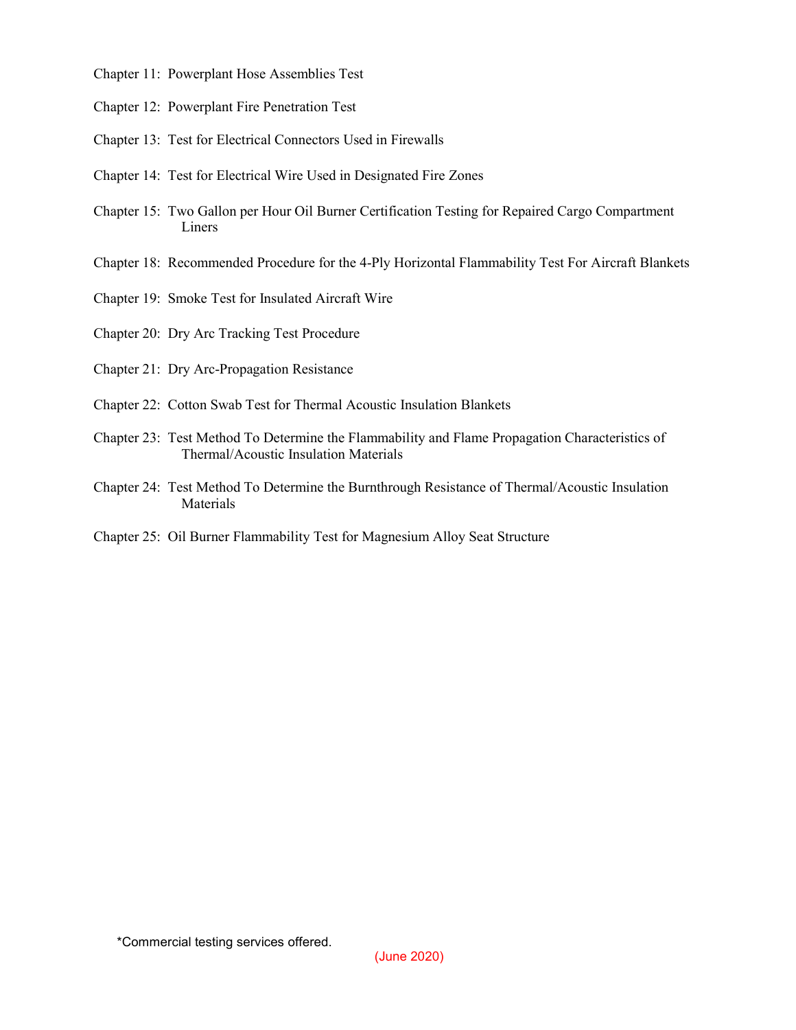Chapter 11: Powerplant Hose Assemblies Test

Chapter 12: Powerplant Fire Penetration Test

Chapter 13: Test for Electrical Connectors Used in Firewalls

Chapter 14: Test for Electrical Wire Used in Designated Fire Zones

Chapter 15: Two Gallon per Hour Oil Burner Certification Testing for Repaired Cargo Compartment Liners

Chapter 18: Recommended Procedure for the 4-Ply Horizontal Flammability Test For Aircraft Blankets

Chapter 19: Smoke Test for Insulated Aircraft Wire

Chapter 20: Dry Arc Tracking Test Procedure

Chapter 21: Dry Arc-Propagation Resistance

Chapter 22: Cotton Swab Test for Thermal Acoustic Insulation Blankets

Chapter 23: Test Method To Determine the Flammability and Flame Propagation Characteristics of Thermal/Acoustic Insulation Materials

Chapter 24: Test Method To Determine the Burnthrough Resistance of Thermal/Acoustic Insulation Materials

Chapter 25: Oil Burner Flammability Test for Magnesium Alloy Seat Structure

*Commercial testing services offered.

(June 2020)